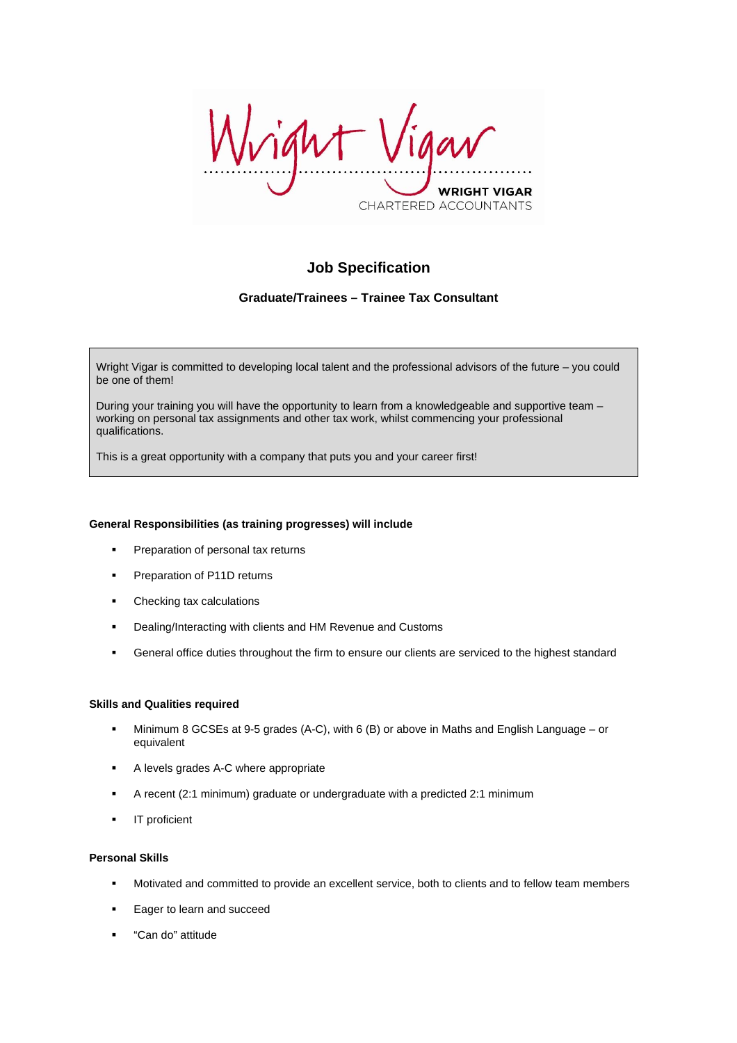WRIGHT VIGAR
CHARTERED ACCOUNTANTS

# Job Specification

## Graduate/Trainees – Trainee Tax Consultant

Wright Vigar is committed to developing local talent and the professional advisors of the future – you could be one of them!

During your training you will have the opportunity to learn from a knowledgeable and supportive team – working on personal tax assignments and other tax work, whilst commencing your professional qualifications.

This is a great opportunity with a company that puts you and your career first!

**General Responsibilities (as training progresses) will include**

- Preparation of personal tax returns
- Preparation of P11D returns
- Checking tax calculations
- Dealing/Interacting with clients and HM Revenue and Customs
- General office duties throughout the firm to ensure our clients are serviced to the highest standard

**Skills and Qualities required**

- Minimum 8 GCSEs at 9-5 grades (A-C), with 6 (B) or above in Maths and English Language – or equivalent
- A levels grades A-C where appropriate
- A recent (2:1 minimum) graduate or undergraduate with a predicted 2:1 minimum
- IT proficient

**Personal Skills**

- Motivated and committed to provide an excellent service, both to clients and to fellow team members
- Eager to learn and succeed
- "Can do" attitude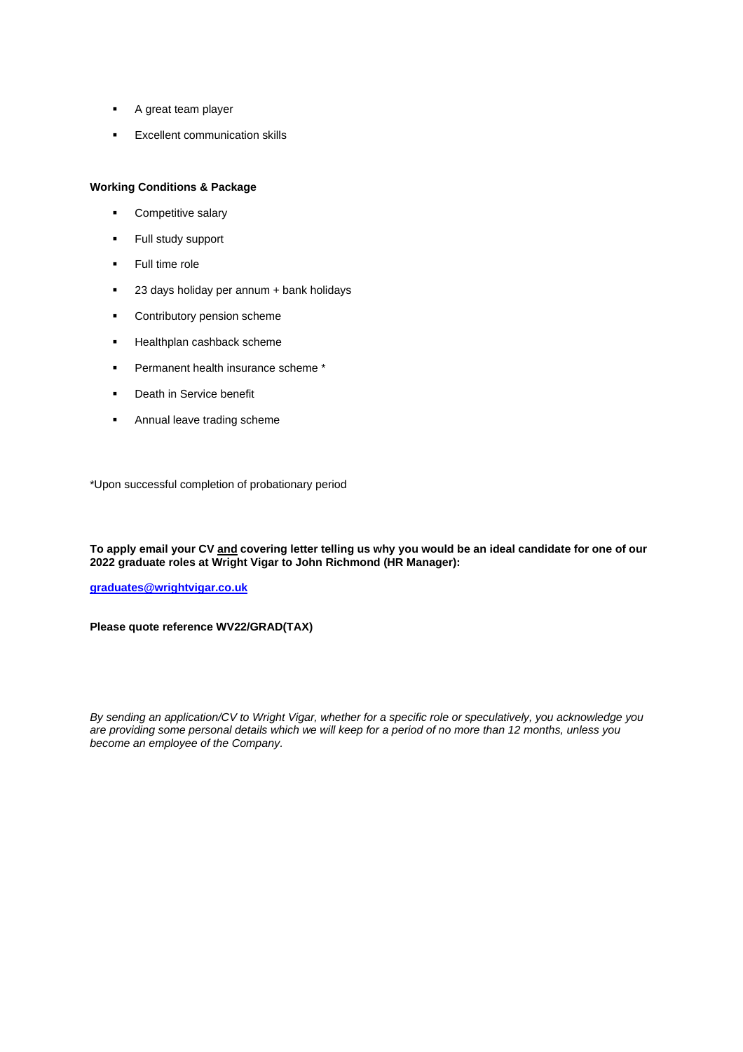- A great team player
- Excellent communication skills

**Working Conditions & Package**

- Competitive salary
- Full study support
- Full time role
- 23 days holiday per annum + bank holidays
- Contributory pension scheme
- Healthplan cashback scheme
- Permanent health insurance scheme *
- Death in Service benefit
- Annual leave trading scheme

*Upon successful completion of probationary period

**To apply email your CV <u>and</u> covering letter telling us why you would be an ideal candidate for one of our 2022 graduate roles at Wright Vigar to John Richmond (HR Manager):**

**[graduates@wrightvigar.co.uk](mailto:graduates@wrightvigar.co.uk)**

**Please quote reference WV22/GRAD(TAX)**

*By sending an application/CV to Wright Vigar, whether for a specific role or speculatively, you acknowledge you are providing some personal details which we will keep for a period of no more than 12 months, unless you become an employee of the Company.*